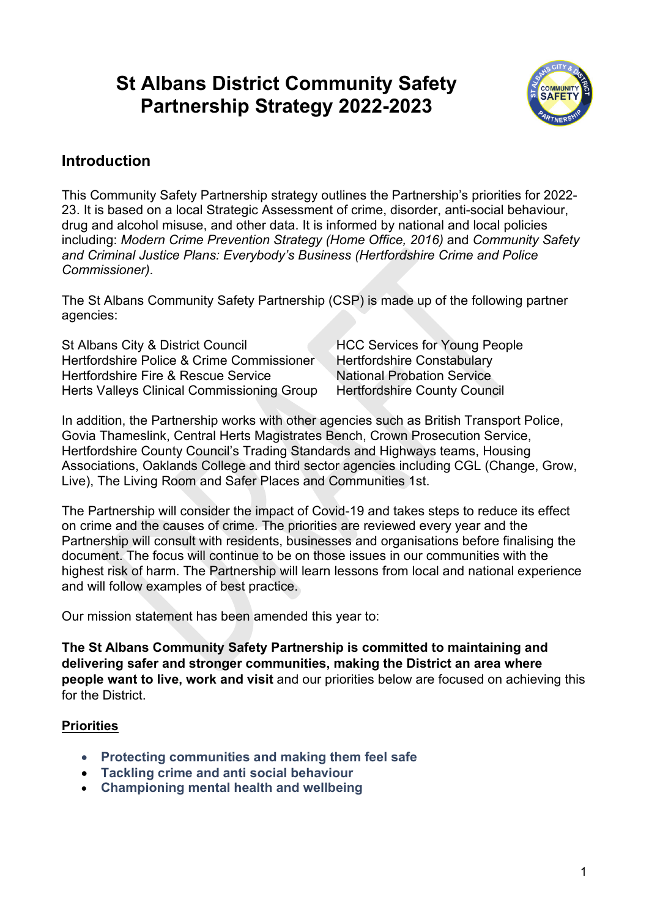# St Albans District Community Safety Partnership Strategy 2022-2023

## Introduction

This Community Safety Partnership strategy outlines the Partnership's priorities for 2022-23. It is based on a local Strategic Assessment of crime, disorder, anti-social behaviour, drug and alcohol misuse, and other data. It is informed by national and local policies including: *Modern Crime Prevention Strategy (Home Office, 2016)* and *Community Safety and Criminal Justice Plans: Everybody's Business (Hertfordshire Crime and Police Commissioner)*.

The St Albans Community Safety Partnership (CSP) is made up of the following partner agencies:

St Albans City & District Council
Hertfordshire Police & Crime Commissioner
Hertfordshire Fire & Rescue Service
Herts Valleys Clinical Commissioning Group
HCC Services for Young People
Hertfordshire Constabulary
National Probation Service
Hertfordshire County Council

In addition, the Partnership works with other agencies such as British Transport Police, Govia Thameslink, Central Herts Magistrates Bench, Crown Prosecution Service, Hertfordshire County Council's Trading Standards and Highways teams, Housing Associations, Oaklands College and third sector agencies including CGL (Change, Grow, Live), The Living Room and Safer Places and Communities 1st.

The Partnership will consider the impact of Covid-19 and takes steps to reduce its effect on crime and the causes of crime. The priorities are reviewed every year and the Partnership will consult with residents, businesses and organisations before finalising the document. The focus will continue to be on those issues in our communities with the highest risk of harm. The Partnership will learn lessons from local and national experience and will follow examples of best practice.

Our mission statement has been amended this year to:

**The St Albans Community Safety Partnership is committed to maintaining and delivering safer and stronger communities, making the District an area where people want to live, work and visit** and our priorities below are focused on achieving this for the District.

**Priorities**

- **Protecting communities and making them feel safe**
- **Tackling crime and anti social behaviour**
- **Championing mental health and wellbeing**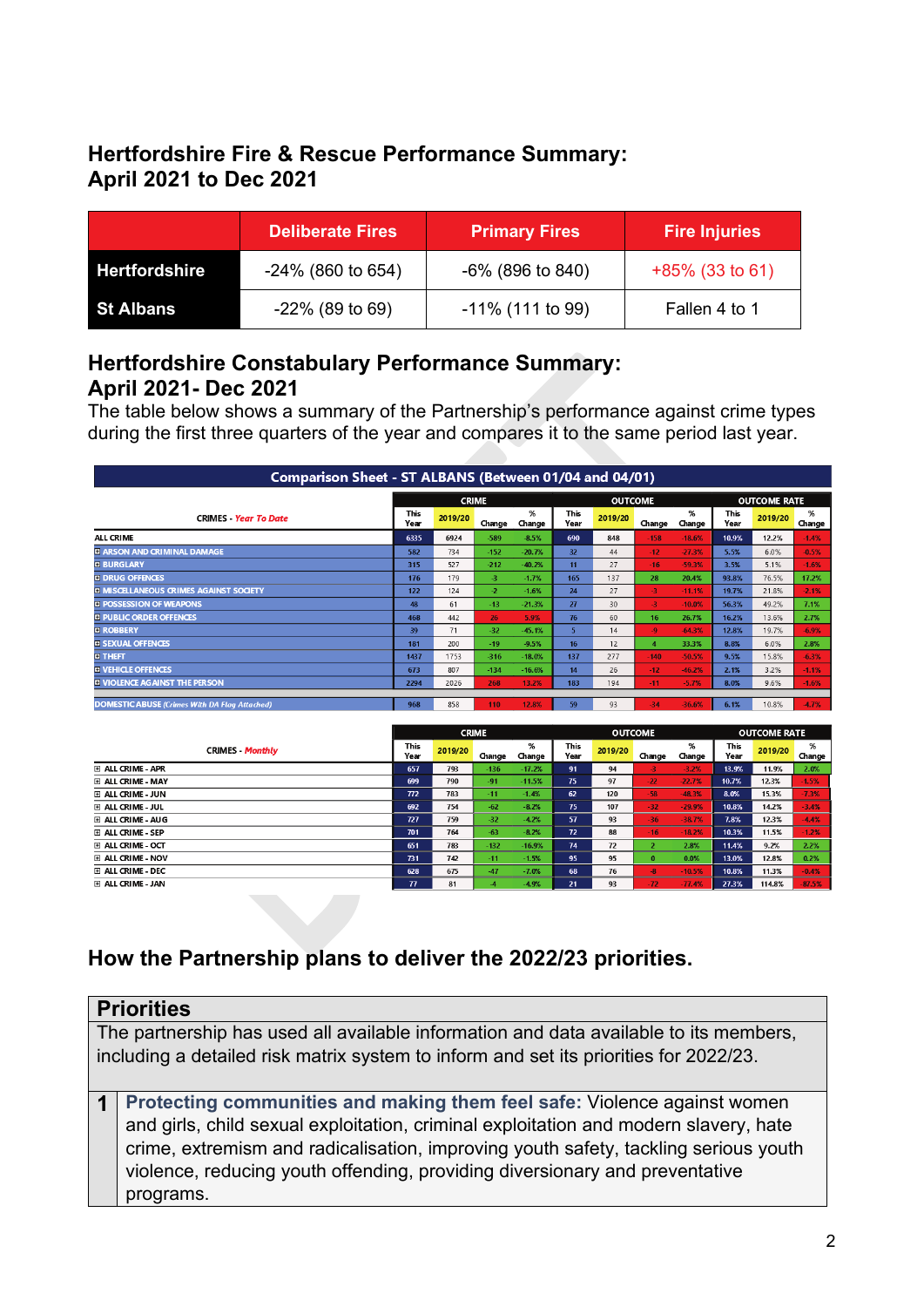## Hertfordshire Fire & Rescue Performance Summary: April 2021 to Dec 2021

| | Deliberate Fires | Primary Fires | Fire Injuries |
|---|---|---|---|
| **Hertfordshire** | -24% (860 to 654) | -6% (896 to 840) | +85% (33 to 61) |
| **St Albans** | -22% (89 to 69) | -11% (111 to 99) | Fallen 4 to 1 |

## Hertfordshire Constabulary Performance Summary: April 2021- Dec 2021

The table below shows a summary of the Partnership's performance against crime types during the first three quarters of the year and compares it to the same period last year.

**Comparison Sheet - ST ALBANS (Between 01/04 and 04/01)**

| CRIMES - *Year To Date* | CRIME | | | | OUTCOME | | | | OUTCOME RATE | | |
|---|---|---|---|---|---|---|---|---|---|---|---|
| | This Year | 2019/20 | Change | % Change | This Year | 2019/20 | Change | % Change | This Year | 2019/20 | % Change |
| ALL CRIME | 6335 | 6924 | -589 | -8.5% | 690 | 848 | -158 | -18.6% | 10.9% | 12.2% | -1.4% |
| ARSON AND CRIMINAL DAMAGE | 582 | 734 | -152 | -20.7% | 32 | 44 | -12 | -27.3% | 5.5% | 6.0% | -0.5% |
| BURGLARY | 315 | 527 | -212 | -40.2% | 11 | 27 | -16 | -59.3% | 3.5% | 5.1% | -1.6% |
| DRUG OFFENCES | 176 | 179 | -3 | -1.7% | 165 | 137 | 28 | 20.4% | 93.8% | 76.5% | 17.2% |
| MISCELLANEOUS CRIMES AGAINST SOCIETY | 122 | 124 | -2 | -1.6% | 24 | 27 | -3 | -11.1% | 19.7% | 21.8% | -2.1% |
| POSSESSION OF WEAPONS | 48 | 61 | -13 | -21.3% | 27 | 30 | -3 | -10.0% | 56.3% | 49.2% | 7.1% |
| PUBLIC ORDER OFFENCES | 468 | 442 | 26 | 5.9% | 76 | 60 | 16 | 26.7% | 16.2% | 13.6% | 2.7% |
| ROBBERY | 39 | 71 | -32 | -45.1% | 5 | 14 | -9 | -64.3% | 12.8% | 19.7% | -6.9% |
| SEXUAL OFFENCES | 181 | 200 | -19 | -9.5% | 16 | 12 | 4 | 33.3% | 8.8% | 6.0% | 2.8% |
| THEFT | 1437 | 1753 | -316 | -18.0% | 137 | 277 | -140 | -50.5% | 9.5% | 15.8% | -6.3% |
| VEHICLE OFFENCES | 673 | 807 | -134 | -16.6% | 14 | 26 | -12 | -46.2% | 2.1% | 3.2% | -1.1% |
| VIOLENCE AGAINST THE PERSON | 2294 | 2026 | 268 | 13.2% | 183 | 194 | -11 | -5.7% | 8.0% | 9.6% | -1.6% |
| DOMESTIC ABUSE *(Crimes With DA Flag Attached)* | 968 | 858 | 110 | 12.8% | 59 | 93 | -34 | -36.6% | 6.1% | 10.8% | -4.7% |

| CRIMES - *Monthly* | CRIME | | | | OUTCOME | | | | OUTCOME RATE | | |
|---|---|---|---|---|---|---|---|---|---|---|---|
| | This Year | 2019/20 | Change | % Change | This Year | 2019/20 | Change | % Change | This Year | 2019/20 | % Change |
| ALL CRIME - APR | 657 | 793 | -136 | -17.2% | 91 | 94 | -3 | -3.2% | 13.9% | 11.9% | 2.0% |
| ALL CRIME - MAY | 699 | 790 | -91 | -11.5% | 75 | 97 | -22 | -22.7% | 10.7% | 12.3% | -1.5% |
| ALL CRIME - JUN | 772 | 783 | -11 | -1.4% | 62 | 120 | -58 | -48.3% | 8.0% | 15.3% | -7.3% |
| ALL CRIME - JUL | 692 | 754 | -62 | -8.2% | 75 | 107 | -32 | -29.9% | 10.8% | 14.2% | -3.4% |
| ALL CRIME - AUG | 727 | 759 | -32 | -4.2% | 57 | 93 | -36 | -38.7% | 7.8% | 12.3% | -4.4% |
| ALL CRIME - SEP | 701 | 764 | -63 | -8.2% | 72 | 88 | -16 | -18.2% | 10.3% | 11.5% | -1.2% |
| ALL CRIME - OCT | 651 | 783 | -132 | -16.9% | 74 | 72 | 2 | 2.8% | 11.4% | 9.2% | 2.2% |
| ALL CRIME - NOV | 731 | 742 | -11 | -1.5% | 95 | 95 | 0 | 0.0% | 13.0% | 12.8% | 0.2% |
| ALL CRIME - DEC | 628 | 675 | -47 | -7.0% | 68 | 76 | -8 | -10.5% | 10.8% | 11.3% | -0.4% |
| ALL CRIME - JAN | 77 | 81 | -4 | -4.9% | 21 | 93 | -72 | -77.4% | 27.3% | 114.8% | -87.5% |

## How the Partnership plans to deliver the 2022/23 priorities.

| Priorities | |
|---|---|
| The partnership has used all available information and data available to its members, including a detailed risk matrix system to inform and set its priorities for 2022/23. | |
| **1** | **Protecting communities and making them feel safe:** Violence against women and girls, child sexual exploitation, criminal exploitation and modern slavery, hate crime, extremism and radicalisation, improving youth safety, tackling serious youth violence, reducing youth offending, providing diversionary and preventative programs. |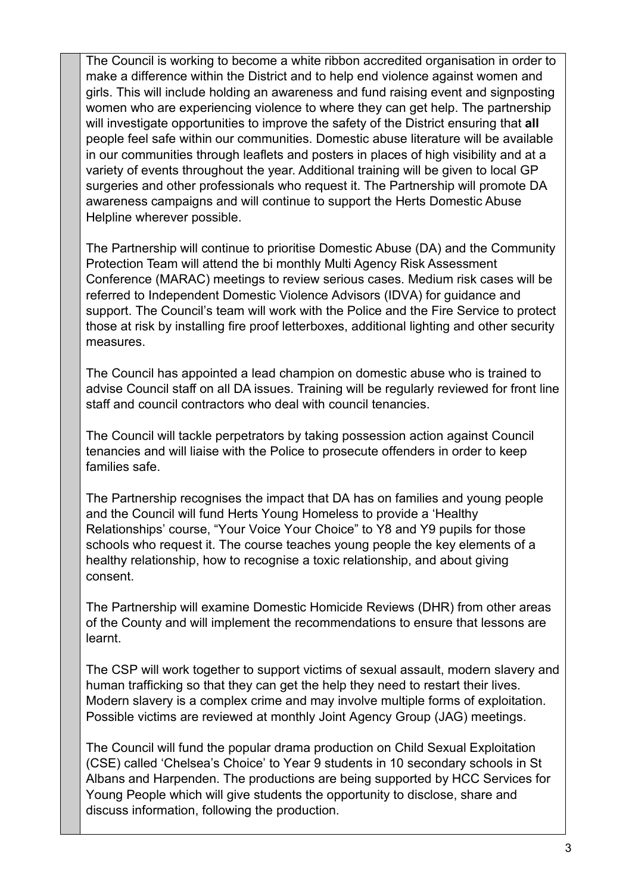The Council is working to become a white ribbon accredited organisation in order to make a difference within the District and to help end violence against women and girls. This will include holding an awareness and fund raising event and signposting women who are experiencing violence to where they can get help. The partnership will investigate opportunities to improve the safety of the District ensuring that **all** people feel safe within our communities. Domestic abuse literature will be available in our communities through leaflets and posters in places of high visibility and at a variety of events throughout the year. Additional training will be given to local GP surgeries and other professionals who request it. The Partnership will promote DA awareness campaigns and will continue to support the Herts Domestic Abuse Helpline wherever possible.

The Partnership will continue to prioritise Domestic Abuse (DA) and the Community Protection Team will attend the bi monthly Multi Agency Risk Assessment Conference (MARAC) meetings to review serious cases. Medium risk cases will be referred to Independent Domestic Violence Advisors (IDVA) for guidance and support. The Council's team will work with the Police and the Fire Service to protect those at risk by installing fire proof letterboxes, additional lighting and other security measures.

The Council has appointed a lead champion on domestic abuse who is trained to advise Council staff on all DA issues. Training will be regularly reviewed for front line staff and council contractors who deal with council tenancies.

The Council will tackle perpetrators by taking possession action against Council tenancies and will liaise with the Police to prosecute offenders in order to keep families safe.

The Partnership recognises the impact that DA has on families and young people and the Council will fund Herts Young Homeless to provide a 'Healthy Relationships' course, "Your Voice Your Choice" to Y8 and Y9 pupils for those schools who request it. The course teaches young people the key elements of a healthy relationship, how to recognise a toxic relationship, and about giving consent.

The Partnership will examine Domestic Homicide Reviews (DHR) from other areas of the County and will implement the recommendations to ensure that lessons are learnt.

The CSP will work together to support victims of sexual assault, modern slavery and human trafficking so that they can get the help they need to restart their lives. Modern slavery is a complex crime and may involve multiple forms of exploitation. Possible victims are reviewed at monthly Joint Agency Group (JAG) meetings.

The Council will fund the popular drama production on Child Sexual Exploitation (CSE) called 'Chelsea's Choice' to Year 9 students in 10 secondary schools in St Albans and Harpenden. The productions are being supported by HCC Services for Young People which will give students the opportunity to disclose, share and discuss information, following the production.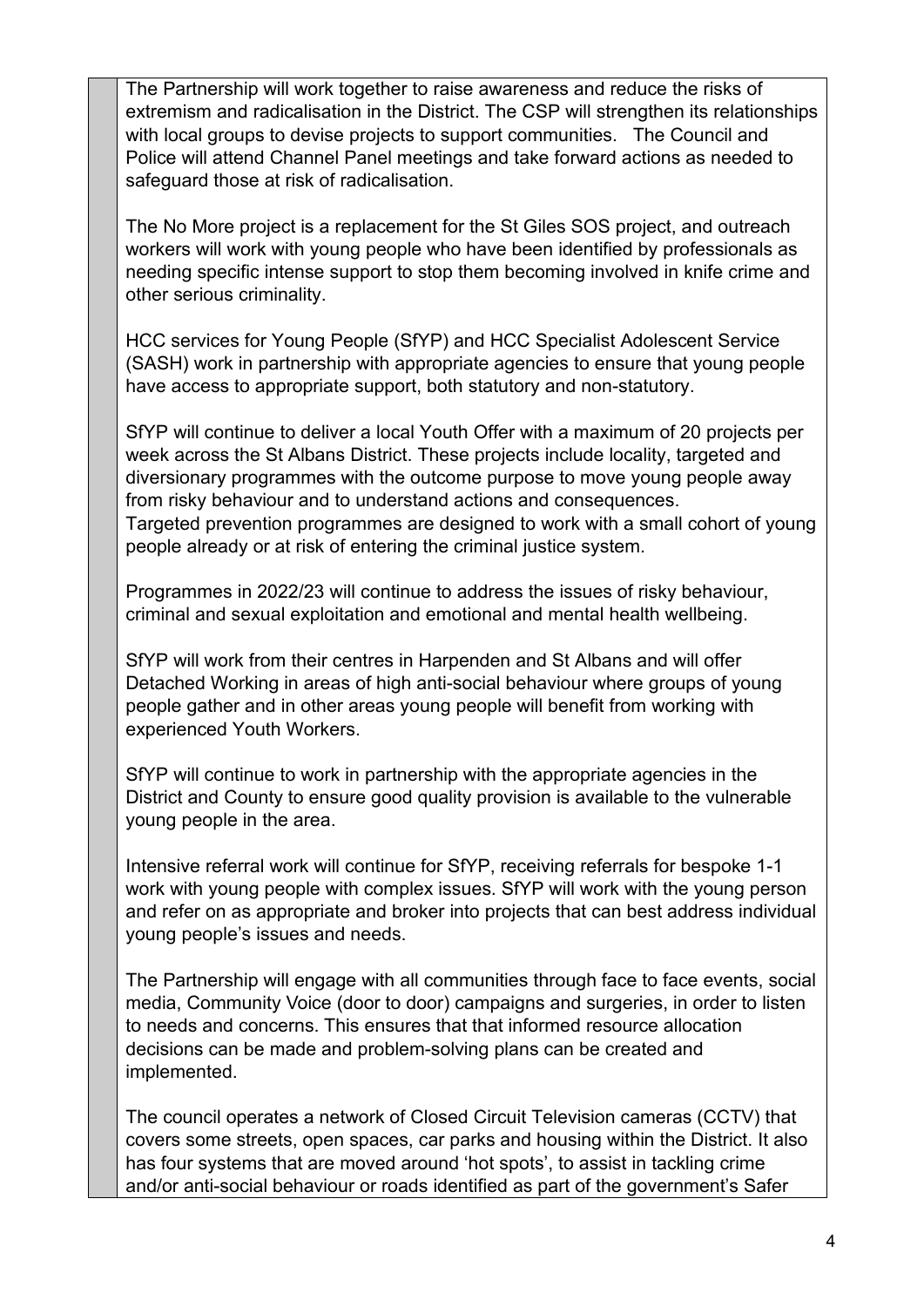The Partnership will work together to raise awareness and reduce the risks of extremism and radicalisation in the District. The CSP will strengthen its relationships with local groups to devise projects to support communities. The Council and Police will attend Channel Panel meetings and take forward actions as needed to safeguard those at risk of radicalisation.

The No More project is a replacement for the St Giles SOS project, and outreach workers will work with young people who have been identified by professionals as needing specific intense support to stop them becoming involved in knife crime and other serious criminality.

HCC services for Young People (SfYP) and HCC Specialist Adolescent Service (SASH) work in partnership with appropriate agencies to ensure that young people have access to appropriate support, both statutory and non-statutory.

SfYP will continue to deliver a local Youth Offer with a maximum of 20 projects per week across the St Albans District. These projects include locality, targeted and diversionary programmes with the outcome purpose to move young people away from risky behaviour and to understand actions and consequences.
Targeted prevention programmes are designed to work with a small cohort of young people already or at risk of entering the criminal justice system.

Programmes in 2022/23 will continue to address the issues of risky behaviour, criminal and sexual exploitation and emotional and mental health wellbeing.

SfYP will work from their centres in Harpenden and St Albans and will offer Detached Working in areas of high anti-social behaviour where groups of young people gather and in other areas young people will benefit from working with experienced Youth Workers.

SfYP will continue to work in partnership with the appropriate agencies in the District and County to ensure good quality provision is available to the vulnerable young people in the area.

Intensive referral work will continue for SfYP, receiving referrals for bespoke 1-1 work with young people with complex issues. SfYP will work with the young person and refer on as appropriate and broker into projects that can best address individual young people's issues and needs.

The Partnership will engage with all communities through face to face events, social media, Community Voice (door to door) campaigns and surgeries, in order to listen to needs and concerns. This ensures that that informed resource allocation decisions can be made and problem-solving plans can be created and implemented.

The council operates a network of Closed Circuit Television cameras (CCTV) that covers some streets, open spaces, car parks and housing within the District. It also has four systems that are moved around 'hot spots', to assist in tackling crime and/or anti-social behaviour or roads identified as part of the government's Safer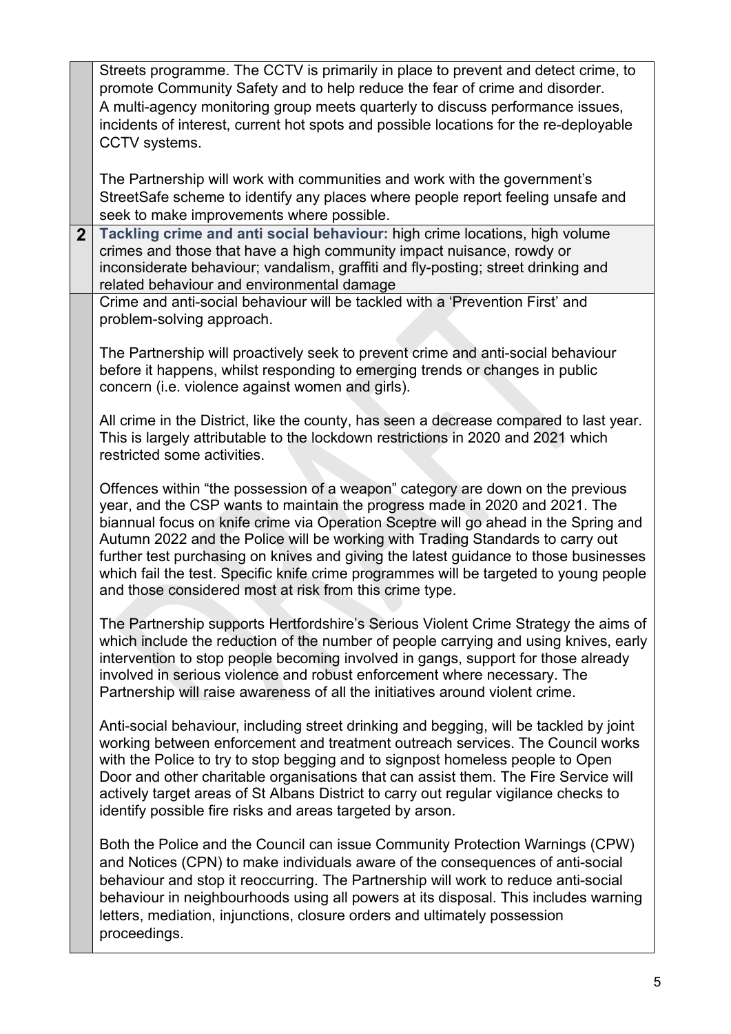Streets programme. The CCTV is primarily in place to prevent and detect crime, to promote Community Safety and to help reduce the fear of crime and disorder. A multi-agency monitoring group meets quarterly to discuss performance issues, incidents of interest, current hot spots and possible locations for the re-deployable CCTV systems.

The Partnership will work with communities and work with the government's StreetSafe scheme to identify any places where people report feeling unsafe and seek to make improvements where possible.

## 2 Tackling crime and anti social behaviour:

**Tackling crime and anti social behaviour:** high crime locations, high volume crimes and those that have a high community impact nuisance, rowdy or inconsiderate behaviour; vandalism, graffiti and fly-posting; street drinking and related behaviour and environmental damage

Crime and anti-social behaviour will be tackled with a 'Prevention First' and problem-solving approach.

The Partnership will proactively seek to prevent crime and anti-social behaviour before it happens, whilst responding to emerging trends or changes in public concern (i.e. violence against women and girls).

All crime in the District, like the county, has seen a decrease compared to last year. This is largely attributable to the lockdown restrictions in 2020 and 2021 which restricted some activities.

Offences within "the possession of a weapon" category are down on the previous year, and the CSP wants to maintain the progress made in 2020 and 2021. The biannual focus on knife crime via Operation Sceptre will go ahead in the Spring and Autumn 2022 and the Police will be working with Trading Standards to carry out further test purchasing on knives and giving the latest guidance to those businesses which fail the test. Specific knife crime programmes will be targeted to young people and those considered most at risk from this crime type.

The Partnership supports Hertfordshire's Serious Violent Crime Strategy the aims of which include the reduction of the number of people carrying and using knives, early intervention to stop people becoming involved in gangs, support for those already involved in serious violence and robust enforcement where necessary. The Partnership will raise awareness of all the initiatives around violent crime.

Anti-social behaviour, including street drinking and begging, will be tackled by joint working between enforcement and treatment outreach services. The Council works with the Police to try to stop begging and to signpost homeless people to Open Door and other charitable organisations that can assist them. The Fire Service will actively target areas of St Albans District to carry out regular vigilance checks to identify possible fire risks and areas targeted by arson.

Both the Police and the Council can issue Community Protection Warnings (CPW) and Notices (CPN) to make individuals aware of the consequences of anti-social behaviour and stop it reoccurring. The Partnership will work to reduce anti-social behaviour in neighbourhoods using all powers at its disposal. This includes warning letters, mediation, injunctions, closure orders and ultimately possession proceedings.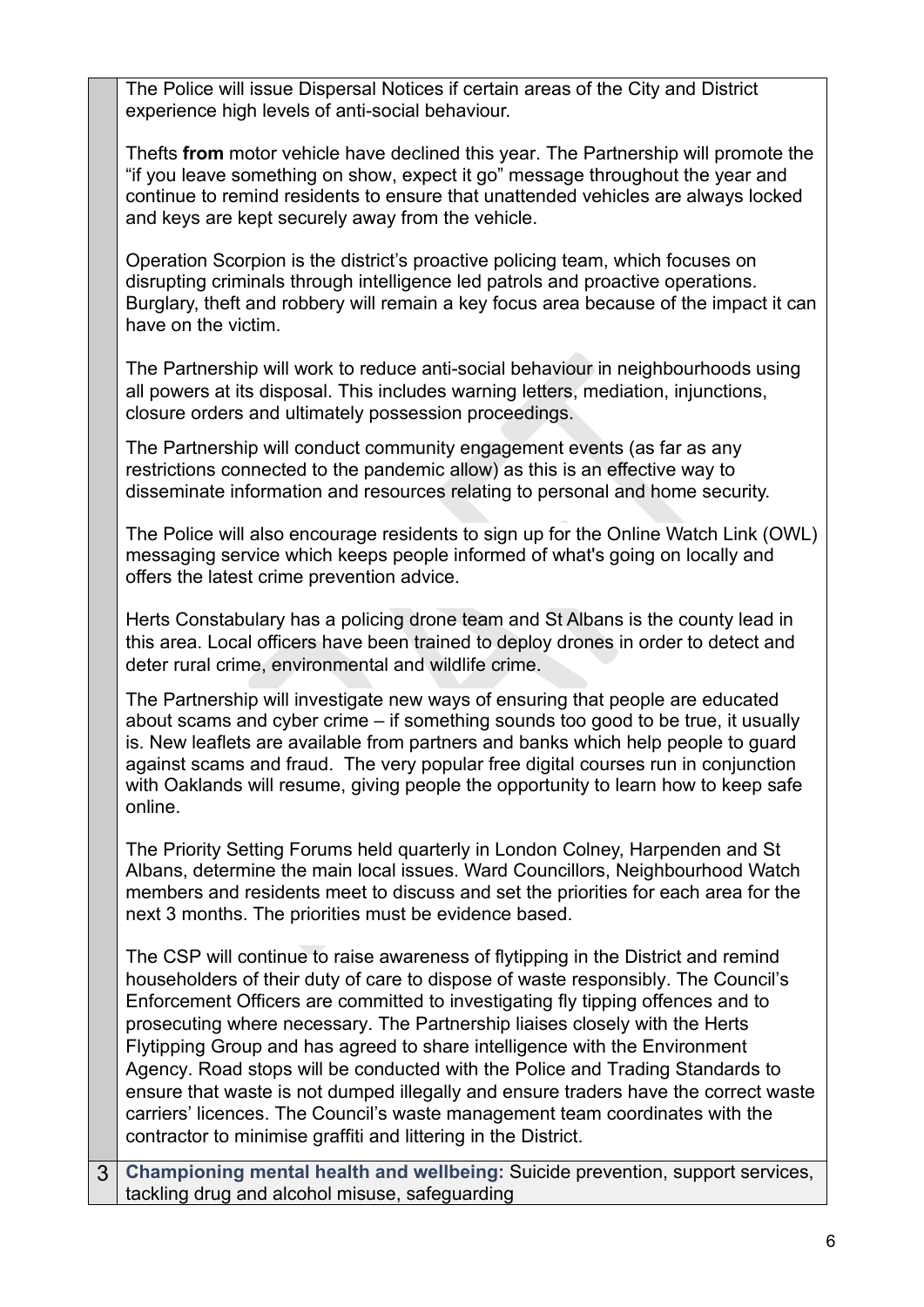| | |
|---|---|
| | The Police will issue Dispersal Notices if certain areas of the City and District experience high levels of anti-social behaviour.<br><br>Thefts **from** motor vehicle have declined this year. The Partnership will promote the "if you leave something on show, expect it go" message throughout the year and continue to remind residents to ensure that unattended vehicles are always locked and keys are kept securely away from the vehicle.<br><br>Operation Scorpion is the district's proactive policing team, which focuses on disrupting criminals through intelligence led patrols and proactive operations. Burglary, theft and robbery will remain a key focus area because of the impact it can have on the victim.<br><br>The Partnership will work to reduce anti-social behaviour in neighbourhoods using all powers at its disposal. This includes warning letters, mediation, injunctions, closure orders and ultimately possession proceedings.<br><br>The Partnership will conduct community engagement events (as far as any restrictions connected to the pandemic allow) as this is an effective way to disseminate information and resources relating to personal and home security.<br><br>The Police will also encourage residents to sign up for the Online Watch Link (OWL) messaging service which keeps people informed of what's going on locally and offers the latest crime prevention advice.<br><br>Herts Constabulary has a policing drone team and St Albans is the county lead in this area. Local officers have been trained to deploy drones in order to detect and deter rural crime, environmental and wildlife crime.<br><br>The Partnership will investigate new ways of ensuring that people are educated about scams and cyber crime – if something sounds too good to be true, it usually is. New leaflets are available from partners and banks which help people to guard against scams and fraud. The very popular free digital courses run in conjunction with Oaklands will resume, giving people the opportunity to learn how to keep safe online.<br><br>The Priority Setting Forums held quarterly in London Colney, Harpenden and St Albans, determine the main local issues. Ward Councillors, Neighbourhood Watch members and residents meet to discuss and set the priorities for each area for the next 3 months. The priorities must be evidence based.<br><br>The CSP will continue to raise awareness of flytipping in the District and remind householders of their duty of care to dispose of waste responsibly. The Council's Enforcement Officers are committed to investigating fly tipping offences and to prosecuting where necessary. The Partnership liaises closely with the Herts Flytipping Group and has agreed to share intelligence with the Environment Agency. Road stops will be conducted with the Police and Trading Standards to ensure that waste is not dumped illegally and ensure traders have the correct waste carriers' licences. The Council's waste management team coordinates with the contractor to minimise graffiti and littering in the District. |
| 3 | **Championing mental health and wellbeing:** Suicide prevention, support services, tackling drug and alcohol misuse, safeguarding |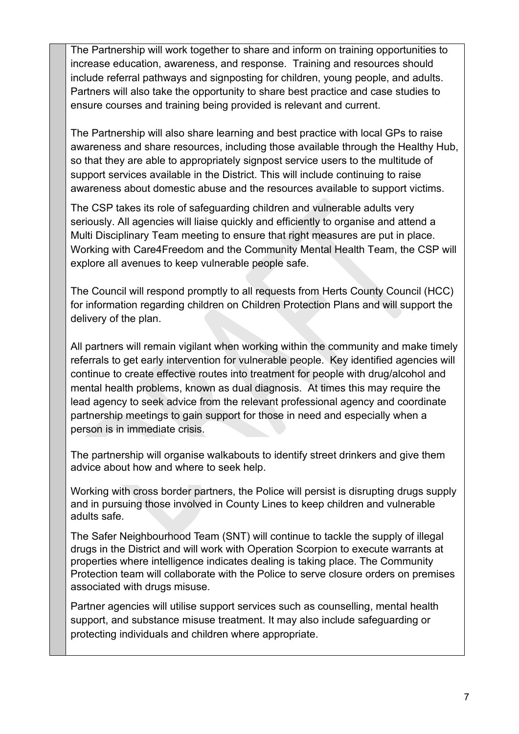The Partnership will work together to share and inform on training opportunities to increase education, awareness, and response. Training and resources should include referral pathways and signposting for children, young people, and adults. Partners will also take the opportunity to share best practice and case studies to ensure courses and training being provided is relevant and current.

The Partnership will also share learning and best practice with local GPs to raise awareness and share resources, including those available through the Healthy Hub, so that they are able to appropriately signpost service users to the multitude of support services available in the District. This will include continuing to raise awareness about domestic abuse and the resources available to support victims.

The CSP takes its role of safeguarding children and vulnerable adults very seriously. All agencies will liaise quickly and efficiently to organise and attend a Multi Disciplinary Team meeting to ensure that right measures are put in place. Working with Care4Freedom and the Community Mental Health Team, the CSP will explore all avenues to keep vulnerable people safe.

The Council will respond promptly to all requests from Herts County Council (HCC) for information regarding children on Children Protection Plans and will support the delivery of the plan.

All partners will remain vigilant when working within the community and make timely referrals to get early intervention for vulnerable people. Key identified agencies will continue to create effective routes into treatment for people with drug/alcohol and mental health problems, known as dual diagnosis. At times this may require the lead agency to seek advice from the relevant professional agency and coordinate partnership meetings to gain support for those in need and especially when a person is in immediate crisis.

The partnership will organise walkabouts to identify street drinkers and give them advice about how and where to seek help.

Working with cross border partners, the Police will persist is disrupting drugs supply and in pursuing those involved in County Lines to keep children and vulnerable adults safe.

The Safer Neighbourhood Team (SNT) will continue to tackle the supply of illegal drugs in the District and will work with Operation Scorpion to execute warrants at properties where intelligence indicates dealing is taking place. The Community Protection team will collaborate with the Police to serve closure orders on premises associated with drugs misuse.

Partner agencies will utilise support services such as counselling, mental health support, and substance misuse treatment. It may also include safeguarding or protecting individuals and children where appropriate.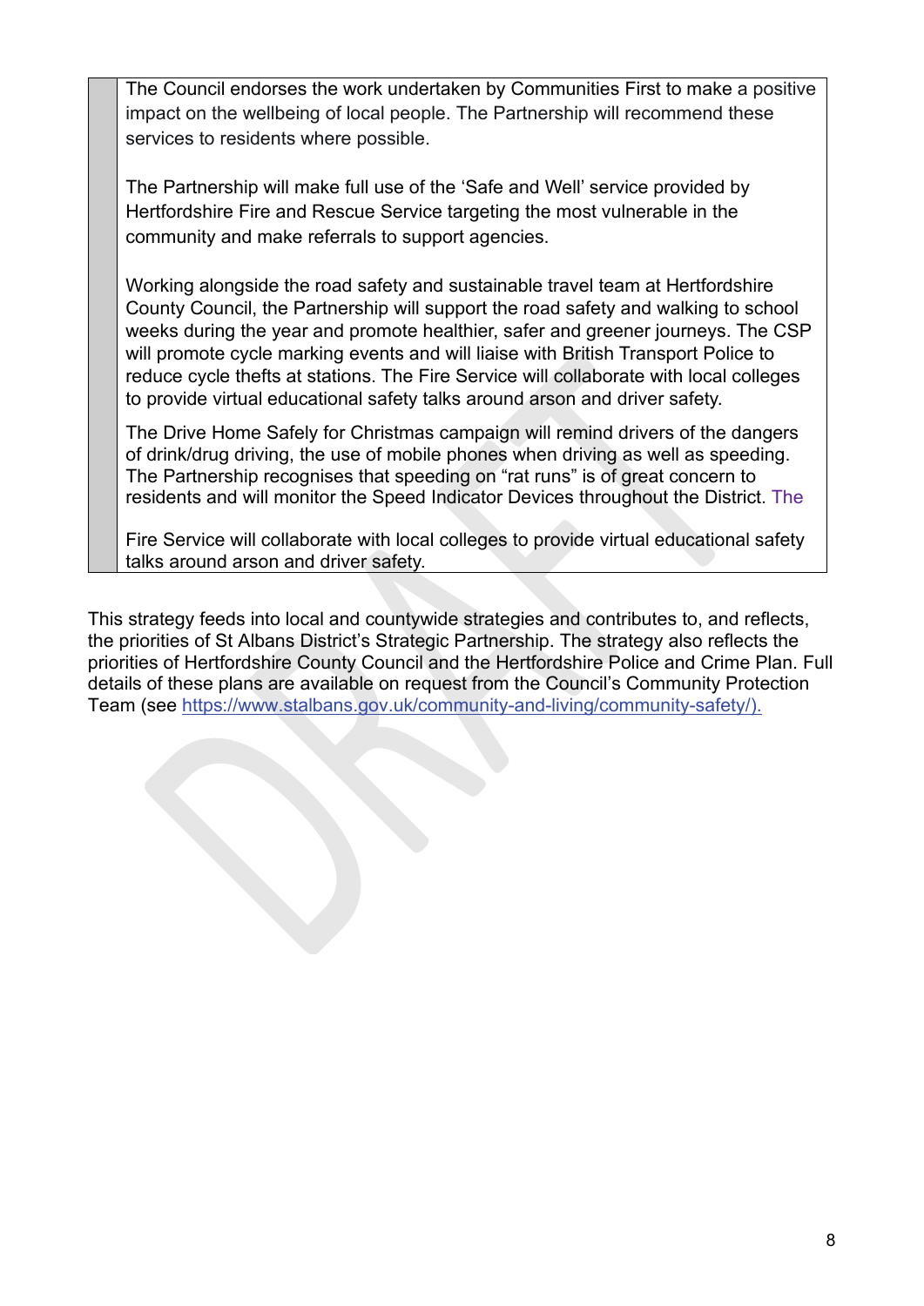The Council endorses the work undertaken by Communities First to make a positive impact on the wellbeing of local people. The Partnership will recommend these services to residents where possible.

The Partnership will make full use of the 'Safe and Well' service provided by Hertfordshire Fire and Rescue Service targeting the most vulnerable in the community and make referrals to support agencies.

Working alongside the road safety and sustainable travel team at Hertfordshire County Council, the Partnership will support the road safety and walking to school weeks during the year and promote healthier, safer and greener journeys. The CSP will promote cycle marking events and will liaise with British Transport Police to reduce cycle thefts at stations. The Fire Service will collaborate with local colleges to provide virtual educational safety talks around arson and driver safety.

The Drive Home Safely for Christmas campaign will remind drivers of the dangers of drink/drug driving, the use of mobile phones when driving as well as speeding. The Partnership recognises that speeding on "rat runs" is of great concern to residents and will monitor the Speed Indicator Devices throughout the District. The

Fire Service will collaborate with local colleges to provide virtual educational safety talks around arson and driver safety.

This strategy feeds into local and countywide strategies and contributes to, and reflects, the priorities of St Albans District's Strategic Partnership. The strategy also reflects the priorities of Hertfordshire County Council and the Hertfordshire Police and Crime Plan. Full details of these plans are available on request from the Council's Community Protection Team (see https://www.stalbans.gov.uk/community-and-living/community-safety/).